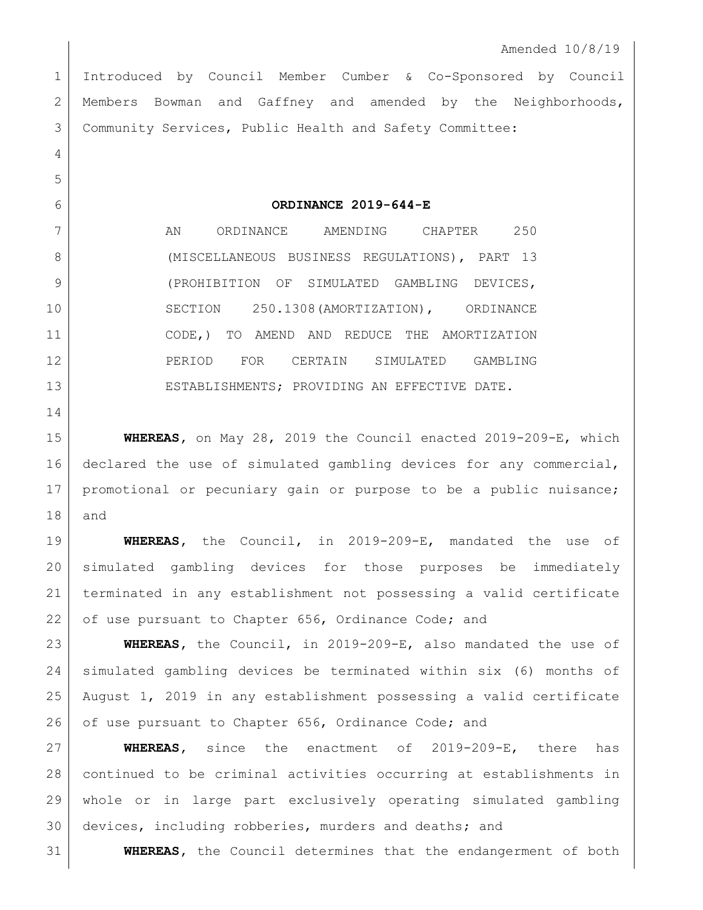Amended 10/8/19

Introduced by Council Member Cumber & Co-Sponsored by Council Members Bowman and Gaffney and amended by the Neighborhoods, Community Services, Public Health and Safety Committee:

**ORDINANCE 2019-644-E**

AN ORDINANCE AMENDING CHAPTER 250 (MISCELLANEOUS BUSINESS REGULATIONS), PART 13 (PROHIBITION OF SIMULATED GAMBLING DEVICES, SECTION 250.1308(AMORTIZATION), ORDINANCE CODE,) TO AMEND AND REDUCE THE AMORTIZATION PERIOD FOR CERTAIN SIMULATED GAMBLING ESTABLISHMENTS; PROVIDING AN EFFECTIVE DATE.

**WHEREAS**, on May 28, 2019 the Council enacted 2019-209-E, which declared the use of simulated gambling devices for any commercial, promotional or pecuniary gain or purpose to be a public nuisance; and

**WHEREAS**, the Council, in 2019-209-E, mandated the use of simulated gambling devices for those purposes be immediately terminated in any establishment not possessing a valid certificate of use pursuant to Chapter 656, Ordinance Code; and

**WHEREAS**, the Council, in 2019-209-E, also mandated the use of simulated gambling devices be terminated within six (6) months of August 1, 2019 in any establishment possessing a valid certificate of use pursuant to Chapter 656, Ordinance Code; and

**WHEREAS**, since the enactment of 2019-209-E, there has continued to be criminal activities occurring at establishments in whole or in large part exclusively operating simulated gambling devices, including robberies, murders and deaths; and

**WHEREAS**, the Council determines that the endangerment of both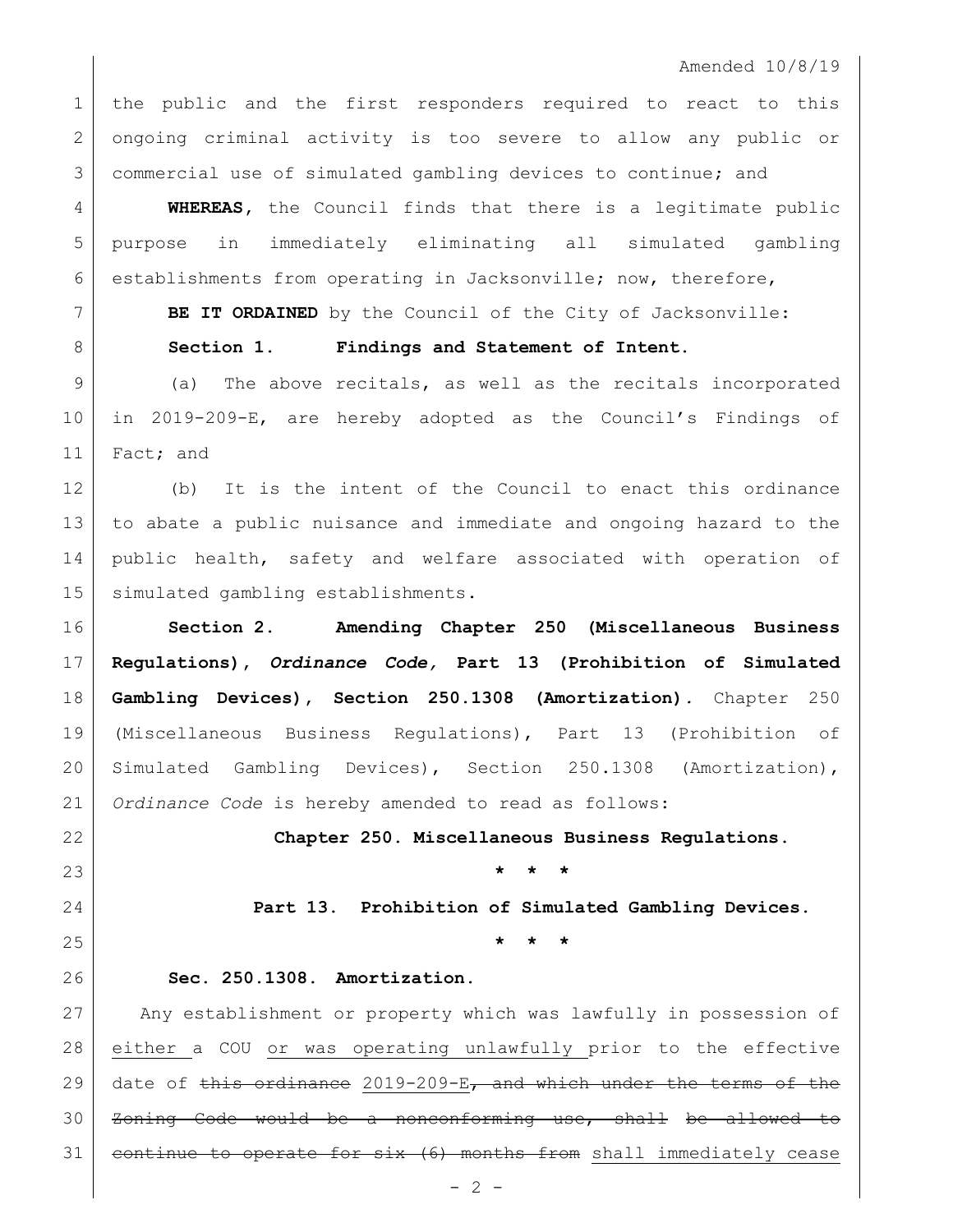the public and the first responders required to react to this ongoing criminal activity is too severe to allow any public or commercial use of simulated gambling devices to continue; and

**WHEREAS,** the Council finds that there is a legitimate public purpose in immediately eliminating all simulated gambling establishments from operating in Jacksonville; now, therefore,

**BE IT ORDAINED** by the Council of the City of Jacksonville:

**Section 1. Findings and Statement of Intent.**

(a) The above recitals, as well as the recitals incorporated in 2019-209-E, are hereby adopted as the Council's Findings of Fact; and

(b) It is the intent of the Council to enact this ordinance to abate a public nuisance and immediate and ongoing hazard to the public health, safety and welfare associated with operation of simulated gambling establishments.

**Section 2. Amending Chapter 250 (Miscellaneous Business Regulations), *Ordinance Code,* Part 13 (Prohibition of Simulated Gambling Devices), Section 250.1308 (Amortization).** Chapter 250 (Miscellaneous Business Regulations), Part 13 (Prohibition of Simulated Gambling Devices), Section 250.1308 (Amortization), *Ordinance Code* is hereby amended to read as follows:

**Chapter 250. Miscellaneous Business Regulations.**

**\* \* \***

**Part 13. Prohibition of Simulated Gambling Devices.**

**\* \* \***

**Sec. 250.1308. Amortization.**

Any establishment or property which was lawfully in possession of <u>either</u> a COU <u>or was operating unlawfully</u> prior to the effective date of ~~this ordinance~~ <u>2019-209-E</u>~~, and which under the terms of the Zoning Code would be a nonconforming use, shall be allowed to continue to operate for six (6) months from~~ <u>shall immediately cease</u>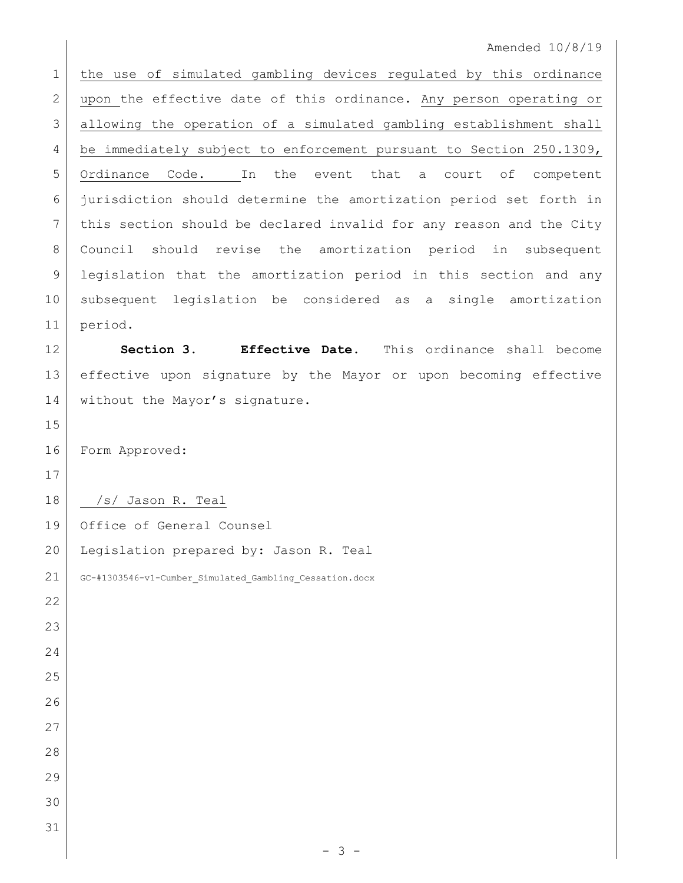the use of simulated gambling devices regulated by this ordinance upon the effective date of this ordinance. Any person operating or allowing the operation of a simulated gambling establishment shall be immediately subject to enforcement pursuant to Section 250.1309, Ordinance Code. In the event that a court of competent jurisdiction should determine the amortization period set forth in this section should be declared invalid for any reason and the City Council should revise the amortization period in subsequent legislation that the amortization period in this section and any subsequent legislation be considered as a single amortization period.

**Section 3. Effective Date.** This ordinance shall become effective upon signature by the Mayor or upon becoming effective without the Mayor's signature.

Form Approved:

/s/ Jason R. Teal

Office of General Counsel

Legislation prepared by: Jason R. Teal

GC-#1303546-v1-Cumber_Simulated_Gambling_Cessation.docx